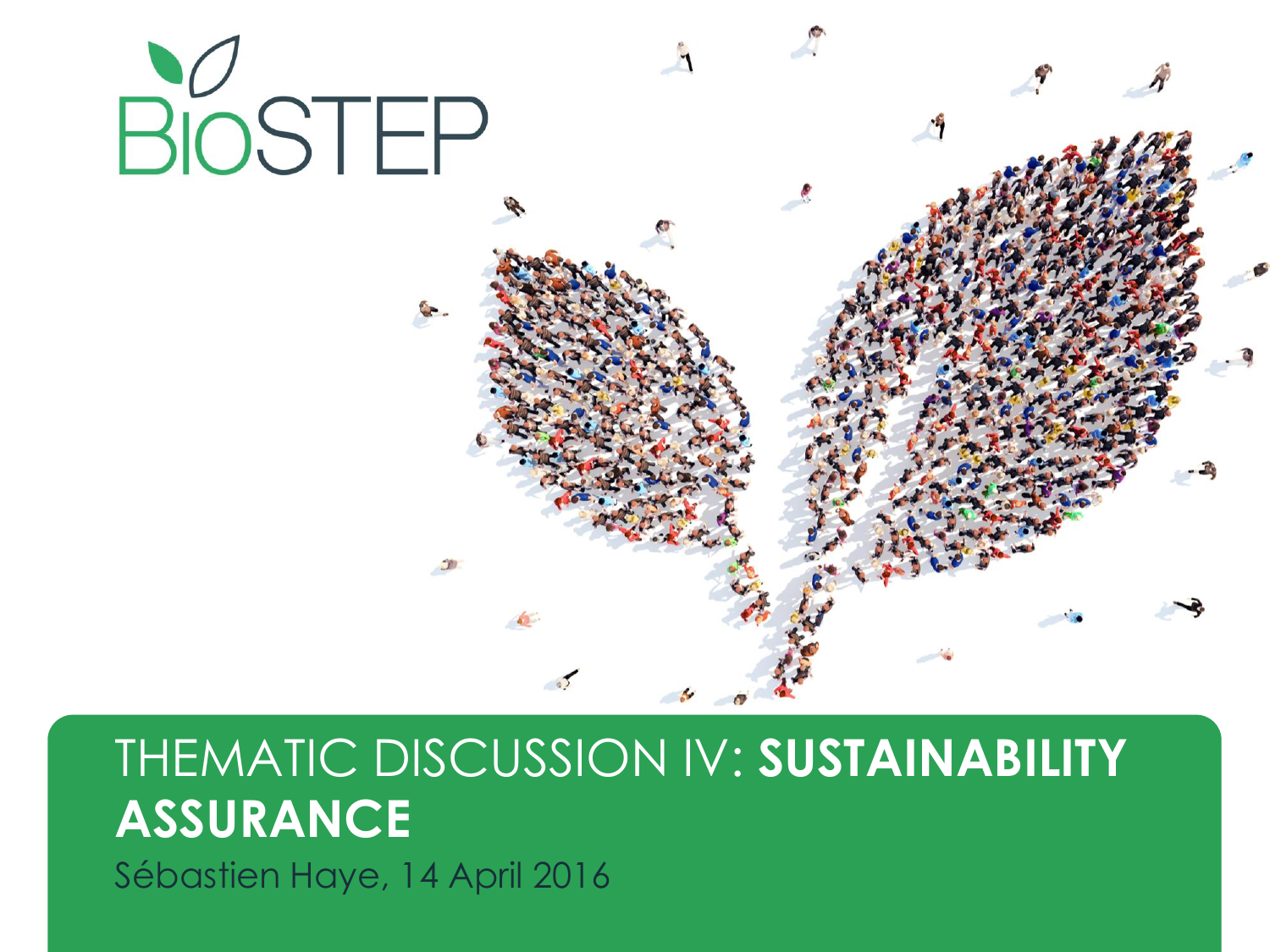BioSTEP

# THEMATIC DISCUSSION IV: **SUSTAINABILITY ASSURANCE**

Sébastien Haye, 14 April 2016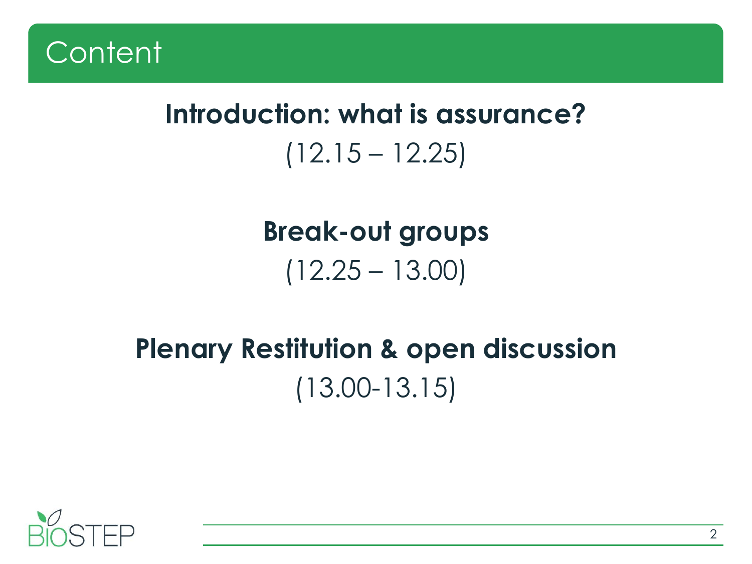# Content

**Introduction: what is assurance?**

(12.15 – 12.25)

**Break-out groups**

(12.25 – 13.00)

**Plenary Restitution & open discussion**

(13.00-13.15)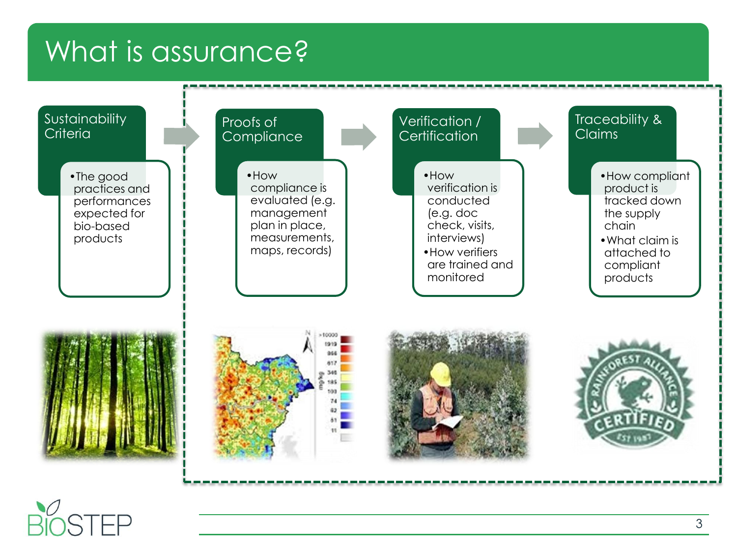# What is assurance?

## Sustainability Criteria

- The good practices and performances expected for bio-based products

## Proofs of Compliance

- How compliance is evaluated (e.g. management plan in place, measurements, maps, records)

## Verification / Certification

- How verification is conducted (e.g. doc check, visits, interviews)
- How verifiers are trained and monitored

## Traceability & Claims

- How compliant product is tracked down the supply chain
- What claim is attached to compliant products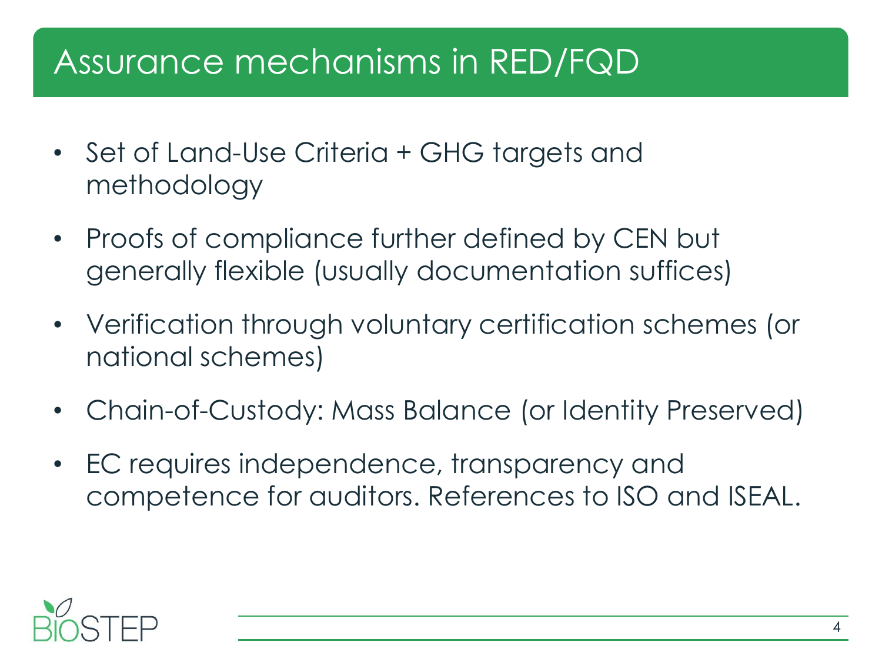# Assurance mechanisms in RED/FQD

- Set of Land-Use Criteria + GHG targets and methodology
- Proofs of compliance further defined by CEN but generally flexible (usually documentation suffices)
- Verification through voluntary certification schemes (or national schemes)
- Chain-of-Custody: Mass Balance (or Identity Preserved)
- EC requires independence, transparency and competence for auditors. References to ISO and ISEAL.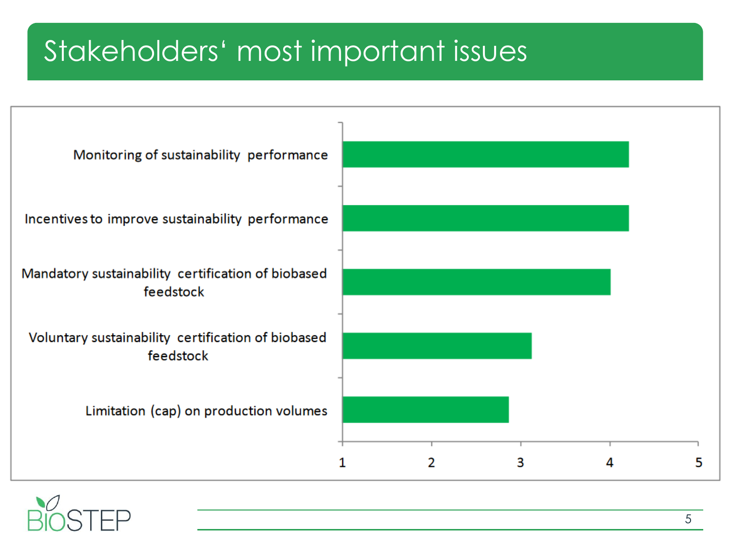# Stakeholders' most important issues

| Issue | Score (approx.) |
|---|---|
| Monitoring of sustainability performance | 4.2 |
| Incentives to improve sustainability performance | 4.2 |
| Mandatory sustainability certification of biobased feedstock | 4.0 |
| Voluntary sustainability certification of biobased feedstock | 3.1 |
| Limitation (cap) on production volumes | 2.9 |

Scale: 1 – 5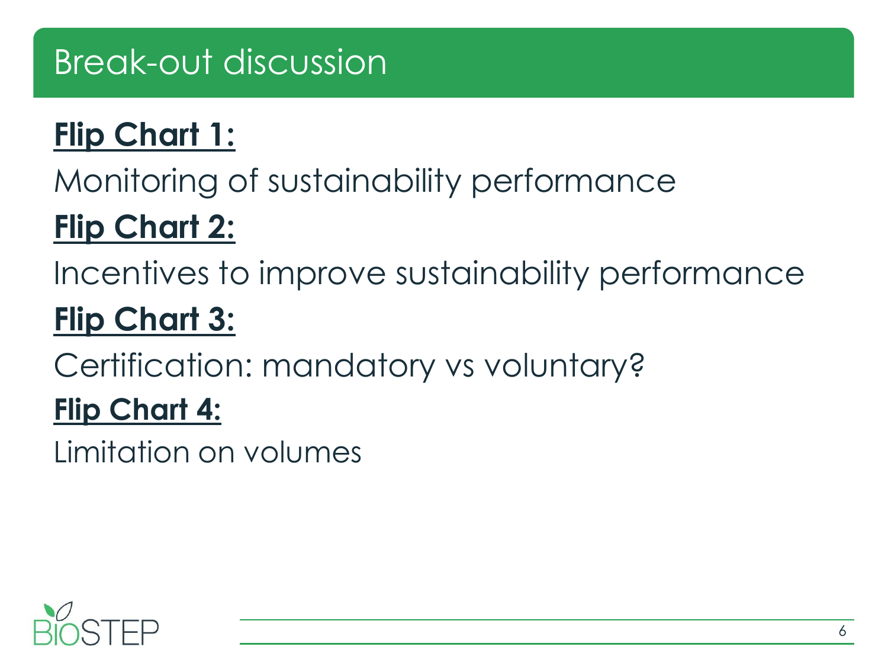# Break-out discussion

**Flip Chart 1:**

Monitoring of sustainability performance

**Flip Chart 2:**

Incentives to improve sustainability performance

**Flip Chart 3:**

Certification: mandatory vs voluntary?

**Flip Chart 4:**

Limitation on volumes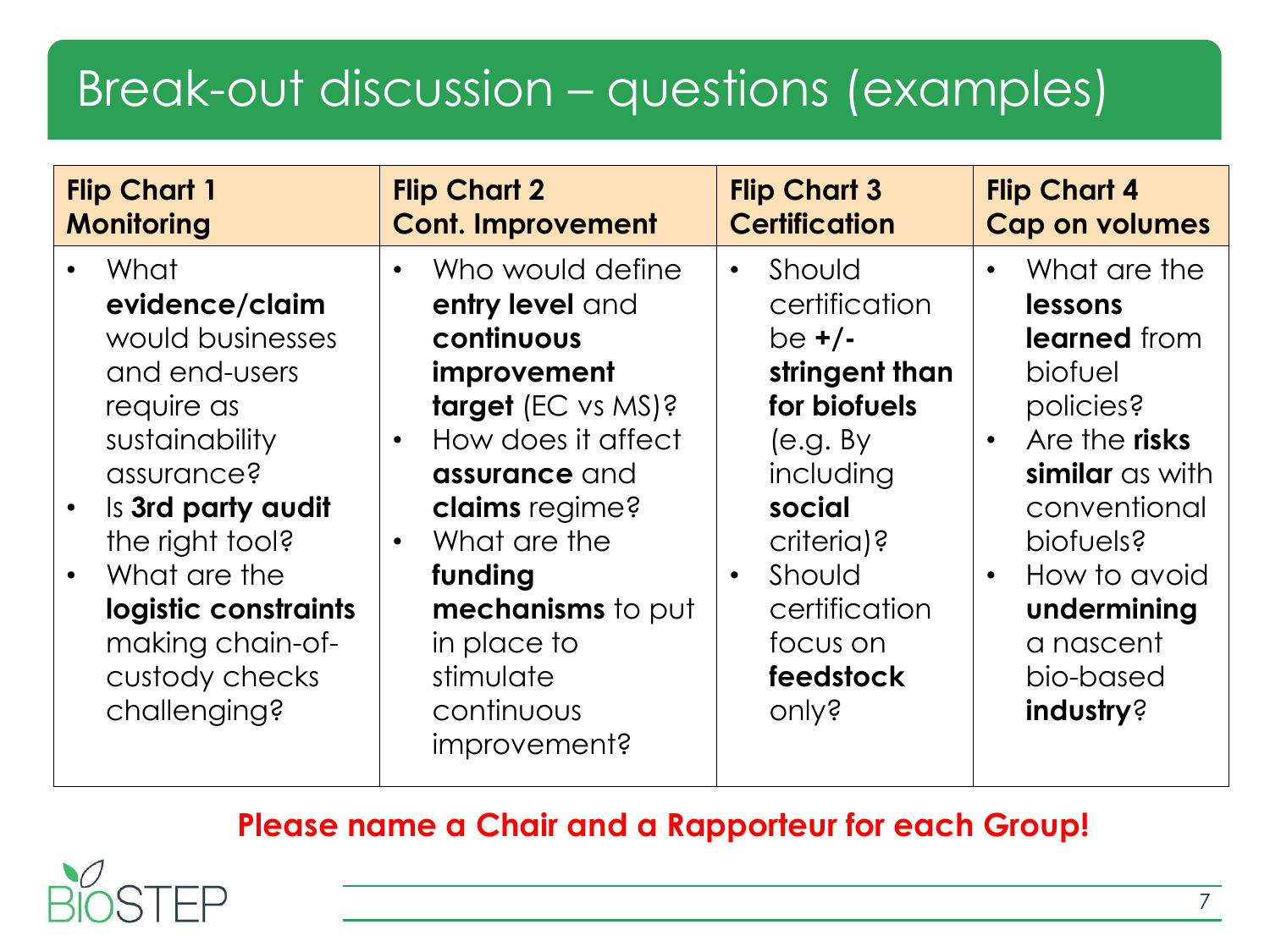# Break-out discussion – questions (examples)

| **Flip Chart 1 Monitoring** | **Flip Chart 2 Cont. Improvement** | **Flip Chart 3 Certification** | **Flip Chart 4 Cap on volumes** |
|---|---|---|---|
| • What **evidence/claim** would businesses and end-users require as sustainability assurance?<br>• Is **3rd party audit** the right tool?<br>• What are the **logistic constraints** making chain-of-custody checks challenging? | • Who would define **entry level** and **continuous improvement target** (EC vs MS)?<br>• How does it affect **assurance** and **claims** regime?<br>• What are the **funding mechanisms** to put in place to stimulate continuous improvement? | • Should certification be **+/- stringent than for biofuels** (e.g. By including **social** criteria)?<br>• Should certification focus on **feedstock** only? | • What are the **lessons learned** from biofuel policies?<br>• Are the **risks similar** as with conventional biofuels?<br>• How to avoid **undermining** a nascent bio-based **industry**? |

**Please name a Chair and a Rapporteur for each Group!**

BIOSTEP